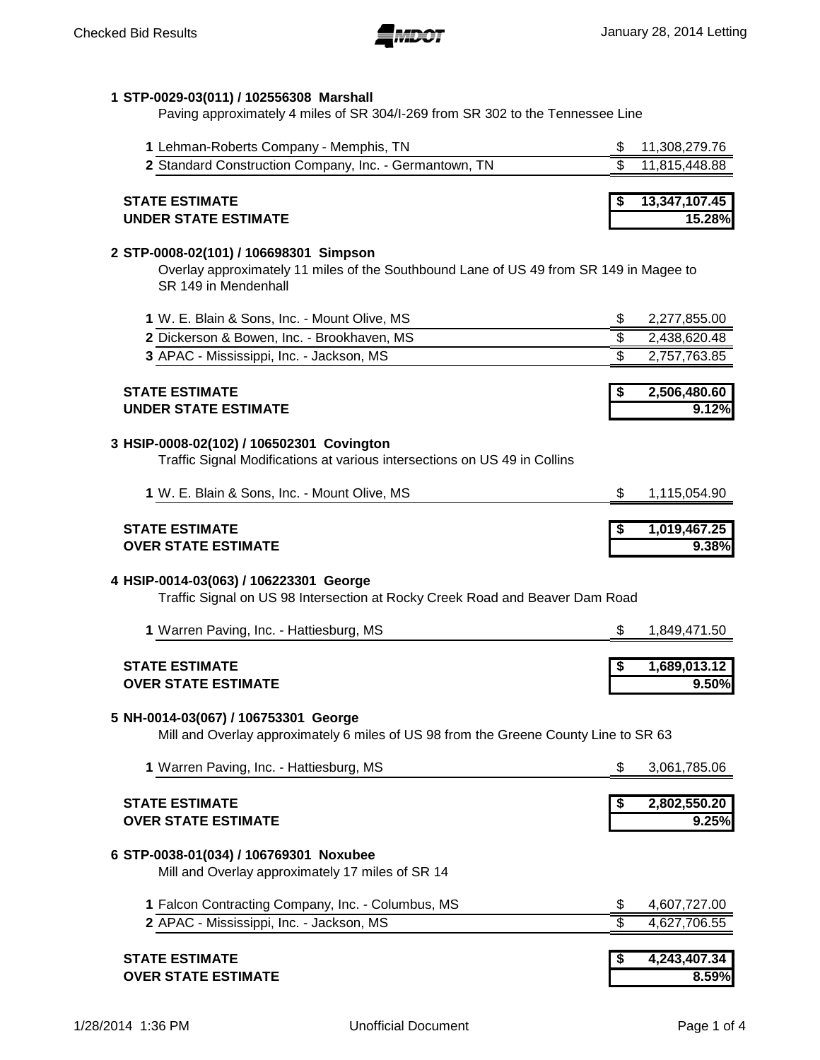## 1 STP-0029-03(011) / 102556308 Marshall

Paving approximately 4 miles of SR 304/I-269 from SR 302 to the Tennessee Line

| | Bidder | Amount |
|---|---|---|
| 1 | Lehman-Roberts Company - Memphis, TN | $ 11,308,279.76 |
| 2 | Standard Construction Company, Inc. - Germantown, TN | $ 11,815,448.88 |

**STATE ESTIMATE** **$ 13,347,107.45**
**UNDER STATE ESTIMATE** **15.28%**

## 2 STP-0008-02(101) / 106698301 Simpson

Overlay approximately 11 miles of the Southbound Lane of US 49 from SR 149 in Magee to SR 149 in Mendenhall

| | Bidder | Amount |
|---|---|---|
| 1 | W. E. Blain & Sons, Inc. - Mount Olive, MS | $ 2,277,855.00 |
| 2 | Dickerson & Bowen, Inc. - Brookhaven, MS | $ 2,438,620.48 |
| 3 | APAC - Mississippi, Inc. - Jackson, MS | $ 2,757,763.85 |

**STATE ESTIMATE** **$ 2,506,480.60**
**UNDER STATE ESTIMATE** **9.12%**

## 3 HSIP-0008-02(102) / 106502301 Covington

Traffic Signal Modifications at various intersections on US 49 in Collins

| | Bidder | Amount |
|---|---|---|
| 1 | W. E. Blain & Sons, Inc. - Mount Olive, MS | $ 1,115,054.90 |

**STATE ESTIMATE** **$ 1,019,467.25**
**OVER STATE ESTIMATE** **9.38%**

## 4 HSIP-0014-03(063) / 106223301 George

Traffic Signal on US 98 Intersection at Rocky Creek Road and Beaver Dam Road

| | Bidder | Amount |
|---|---|---|
| 1 | Warren Paving, Inc. - Hattiesburg, MS | $ 1,849,471.50 |

**STATE ESTIMATE** **$ 1,689,013.12**
**OVER STATE ESTIMATE** **9.50%**

## 5 NH-0014-03(067) / 106753301 George

Mill and Overlay approximately 6 miles of US 98 from the Greene County Line to SR 63

| | Bidder | Amount |
|---|---|---|
| 1 | Warren Paving, Inc. - Hattiesburg, MS | $ 3,061,785.06 |

**STATE ESTIMATE** **$ 2,802,550.20**
**OVER STATE ESTIMATE** **9.25%**

## 6 STP-0038-01(034) / 106769301 Noxubee

Mill and Overlay approximately 17 miles of SR 14

| | Bidder | Amount |
|---|---|---|
| 1 | Falcon Contracting Company, Inc. - Columbus, MS | $ 4,607,727.00 |
| 2 | APAC - Mississippi, Inc. - Jackson, MS | $ 4,627,706.55 |

**STATE ESTIMATE** **$ 4,243,407.34**
**OVER STATE ESTIMATE** **8.59%**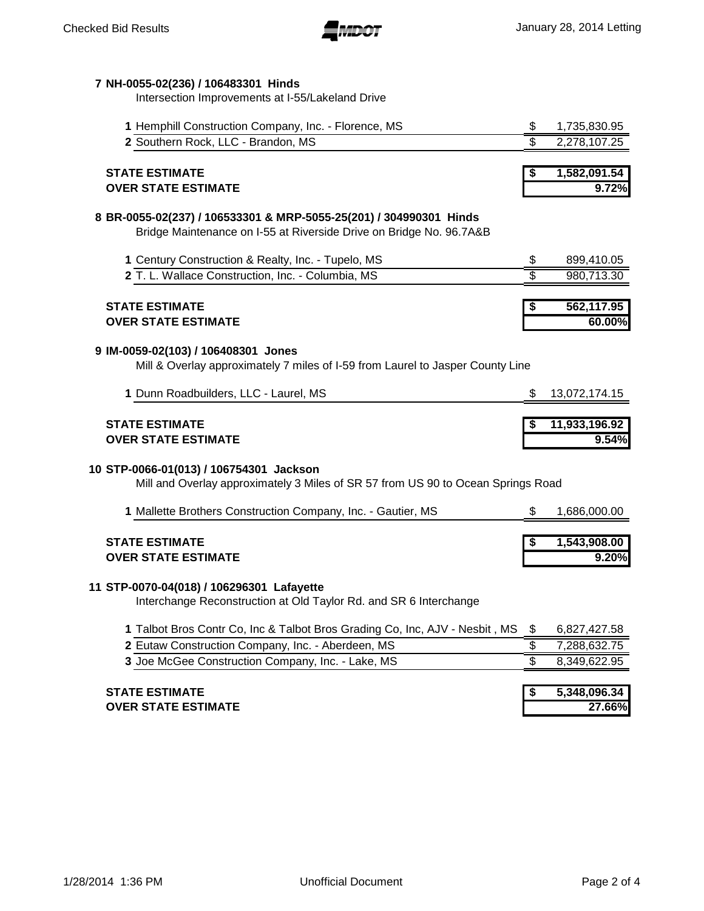**7 NH-0055-02(236) / 106483301 Hinds**

Intersection Improvements at I-55/Lakeland Drive

| | Bidder | Amount |
|---|---|---|
| 1 | Hemphill Construction Company, Inc. - Florence, MS | $ 1,735,830.95 |
| 2 | Southern Rock, LLC - Brandon, MS | $ 2,278,107.25 |

**STATE ESTIMATE** **$ 1,582,091.54**
**OVER STATE ESTIMATE** **9.72%**

**8 BR-0055-02(237) / 106533301 & MRP-5055-25(201) / 304990301 Hinds**

Bridge Maintenance on I-55 at Riverside Drive on Bridge No. 96.7A&B

| | Bidder | Amount |
|---|---|---|
| 1 | Century Construction & Realty, Inc. - Tupelo, MS | $ 899,410.05 |
| 2 | T. L. Wallace Construction, Inc. - Columbia, MS | $ 980,713.30 |

**STATE ESTIMATE** **$ 562,117.95**
**OVER STATE ESTIMATE** **60.00%**

**9 IM-0059-02(103) / 106408301 Jones**

Mill & Overlay approximately 7 miles of I-59 from Laurel to Jasper County Line

| | Bidder | Amount |
|---|---|---|
| 1 | Dunn Roadbuilders, LLC - Laurel, MS | $ 13,072,174.15 |

**STATE ESTIMATE** **$ 11,933,196.92**
**OVER STATE ESTIMATE** **9.54%**

**10 STP-0066-01(013) / 106754301 Jackson**

Mill and Overlay approximately 3 Miles of SR 57 from US 90 to Ocean Springs Road

| | Bidder | Amount |
|---|---|---|
| 1 | Mallette Brothers Construction Company, Inc. - Gautier, MS | $ 1,686,000.00 |

**STATE ESTIMATE** **$ 1,543,908.00**
**OVER STATE ESTIMATE** **9.20%**

**11 STP-0070-04(018) / 106296301 Lafayette**

Interchange Reconstruction at Old Taylor Rd. and SR 6 Interchange

| | Bidder | Amount |
|---|---|---|
| 1 | Talbot Bros Contr Co, Inc & Talbot Bros Grading Co, Inc, AJV - Nesbit , MS | $ 6,827,427.58 |
| 2 | Eutaw Construction Company, Inc. - Aberdeen, MS | $ 7,288,632.75 |
| 3 | Joe McGee Construction Company, Inc. - Lake, MS | $ 8,349,622.95 |

**STATE ESTIMATE** **$ 5,348,096.34**
**OVER STATE ESTIMATE** **27.66%**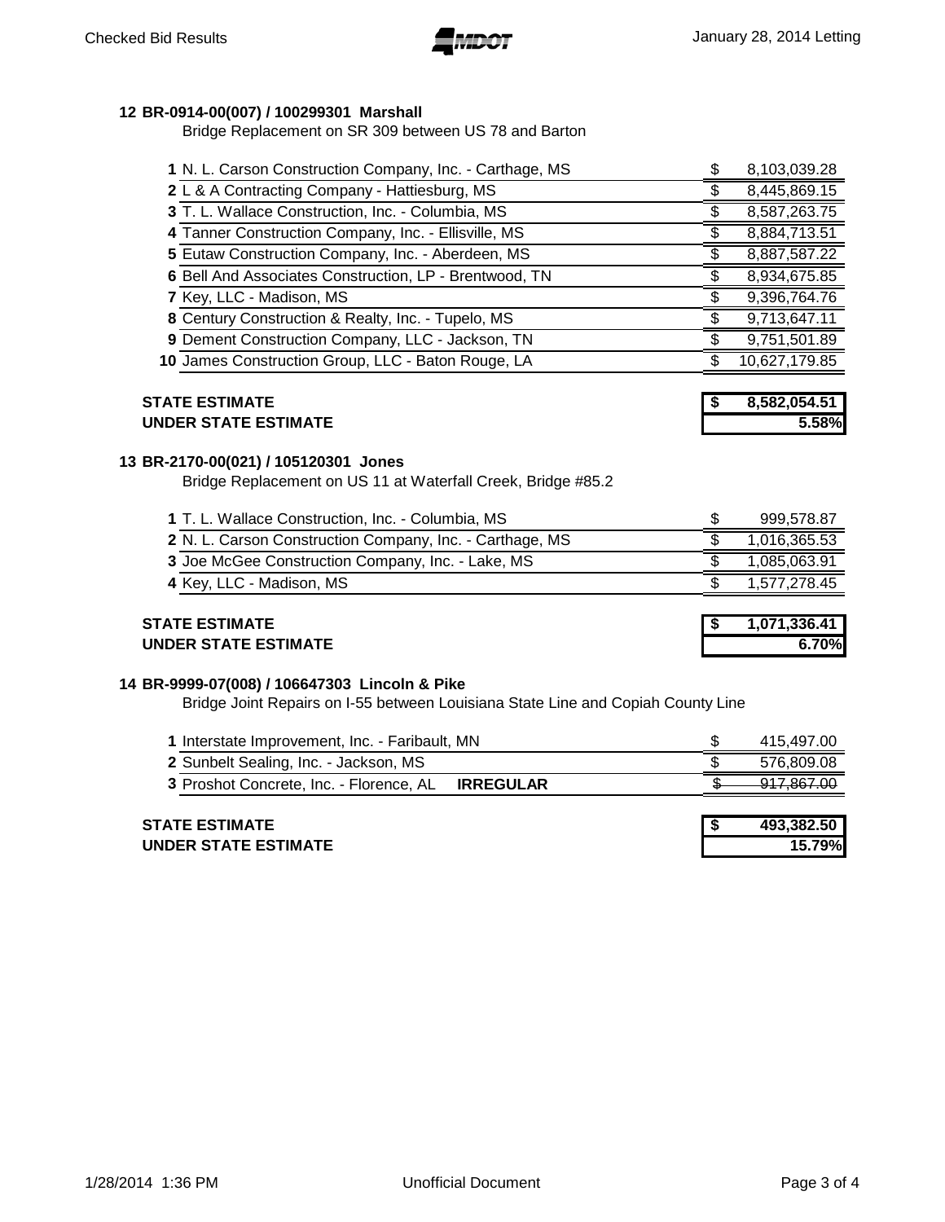**12 BR-0914-00(007) / 100299301 Marshall**

Bridge Replacement on SR 309 between US 78 and Barton

| # | Bidder | Amount |
|---|---|---|
| 1 | N. L. Carson Construction Company, Inc. - Carthage, MS | $ 8,103,039.28 |
| 2 | L & A Contracting Company - Hattiesburg, MS | $ 8,445,869.15 |
| 3 | T. L. Wallace Construction, Inc. - Columbia, MS | $ 8,587,263.75 |
| 4 | Tanner Construction Company, Inc. - Ellisville, MS | $ 8,884,713.51 |
| 5 | Eutaw Construction Company, Inc. - Aberdeen, MS | $ 8,887,587.22 |
| 6 | Bell And Associates Construction, LP - Brentwood, TN | $ 8,934,675.85 |
| 7 | Key, LLC - Madison, MS | $ 9,396,764.76 |
| 8 | Century Construction & Realty, Inc. - Tupelo, MS | $ 9,713,647.11 |
| 9 | Dement Construction Company, LLC - Jackson, TN | $ 9,751,501.89 |
| 10 | James Construction Group, LLC - Baton Rouge, LA | $ 10,627,179.85 |

| | |
|---|---|
| **STATE ESTIMATE** | **$ 8,582,054.51** |
| **UNDER STATE ESTIMATE** | **5.58%** |

**13 BR-2170-00(021) / 105120301 Jones**

Bridge Replacement on US 11 at Waterfall Creek, Bridge #85.2

| # | Bidder | Amount |
|---|---|---|
| 1 | T. L. Wallace Construction, Inc. - Columbia, MS | $ 999,578.87 |
| 2 | N. L. Carson Construction Company, Inc. - Carthage, MS | $ 1,016,365.53 |
| 3 | Joe McGee Construction Company, Inc. - Lake, MS | $ 1,085,063.91 |
| 4 | Key, LLC - Madison, MS | $ 1,577,278.45 |

| | |
|---|---|
| **STATE ESTIMATE** | **$ 1,071,336.41** |
| **UNDER STATE ESTIMATE** | **6.70%** |

**14 BR-9999-07(008) / 106647303 Lincoln & Pike**

Bridge Joint Repairs on I-55 between Louisiana State Line and Copiah County Line

| # | Bidder | Amount |
|---|---|---|
| 1 | Interstate Improvement, Inc. - Faribault, MN | $ 415,497.00 |
| 2 | Sunbelt Sealing, Inc. - Jackson, MS | $ 576,809.08 |
| 3 | Proshot Concrete, Inc. - Florence, AL **IRREGULAR** | ~~$ 917,867.00~~ |

| | |
|---|---|
| **STATE ESTIMATE** | **$ 493,382.50** |
| **UNDER STATE ESTIMATE** | **15.79%** |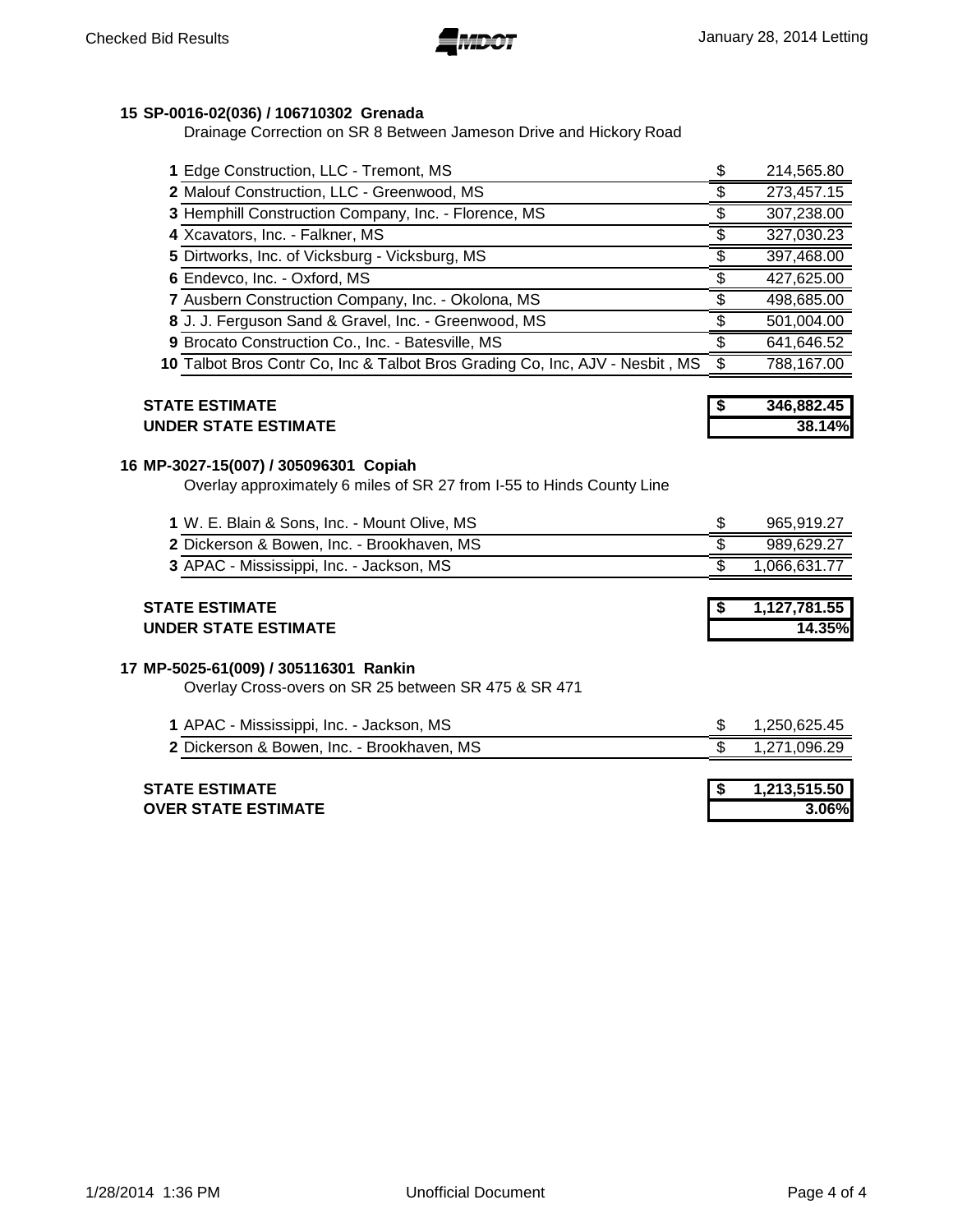**15 SP-0016-02(036) / 106710302 Grenada**

Drainage Correction on SR 8 Between Jameson Drive and Hickory Road

| | | |
|---|---|---|
| 1 | Edge Construction, LLC - Tremont, MS | $ 214,565.80 |
| 2 | Malouf Construction, LLC - Greenwood, MS | $ 273,457.15 |
| 3 | Hemphill Construction Company, Inc. - Florence, MS | $ 307,238.00 |
| 4 | Xcavators, Inc. - Falkner, MS | $ 327,030.23 |
| 5 | Dirtworks, Inc. of Vicksburg - Vicksburg, MS | $ 397,468.00 |
| 6 | Endevco, Inc. - Oxford, MS | $ 427,625.00 |
| 7 | Ausbern Construction Company, Inc. - Okolona, MS | $ 498,685.00 |
| 8 | J. J. Ferguson Sand & Gravel, Inc. - Greenwood, MS | $ 501,004.00 |
| 9 | Brocato Construction Co., Inc. - Batesville, MS | $ 641,646.52 |
| 10 | Talbot Bros Contr Co, Inc & Talbot Bros Grading Co, Inc, AJV - Nesbit , MS | $ 788,167.00 |

**STATE ESTIMATE** **$ 346,882.45**

**UNDER STATE ESTIMATE** **38.14%**

**16 MP-3027-15(007) / 305096301 Copiah**

Overlay approximately 6 miles of SR 27 from I-55 to Hinds County Line

| | | |
|---|---|---|
| 1 | W. E. Blain & Sons, Inc. - Mount Olive, MS | $ 965,919.27 |
| 2 | Dickerson & Bowen, Inc. - Brookhaven, MS | $ 989,629.27 |
| 3 | APAC - Mississippi, Inc. - Jackson, MS | $ 1,066,631.77 |

**STATE ESTIMATE** **$ 1,127,781.55**

**UNDER STATE ESTIMATE** **14.35%**

**17 MP-5025-61(009) / 305116301 Rankin**

Overlay Cross-overs on SR 25 between SR 475 & SR 471

| | | |
|---|---|---|
| 1 | APAC - Mississippi, Inc. - Jackson, MS | $ 1,250,625.45 |
| 2 | Dickerson & Bowen, Inc. - Brookhaven, MS | $ 1,271,096.29 |

**STATE ESTIMATE** **$ 1,213,515.50**

**OVER STATE ESTIMATE** **3.06%**